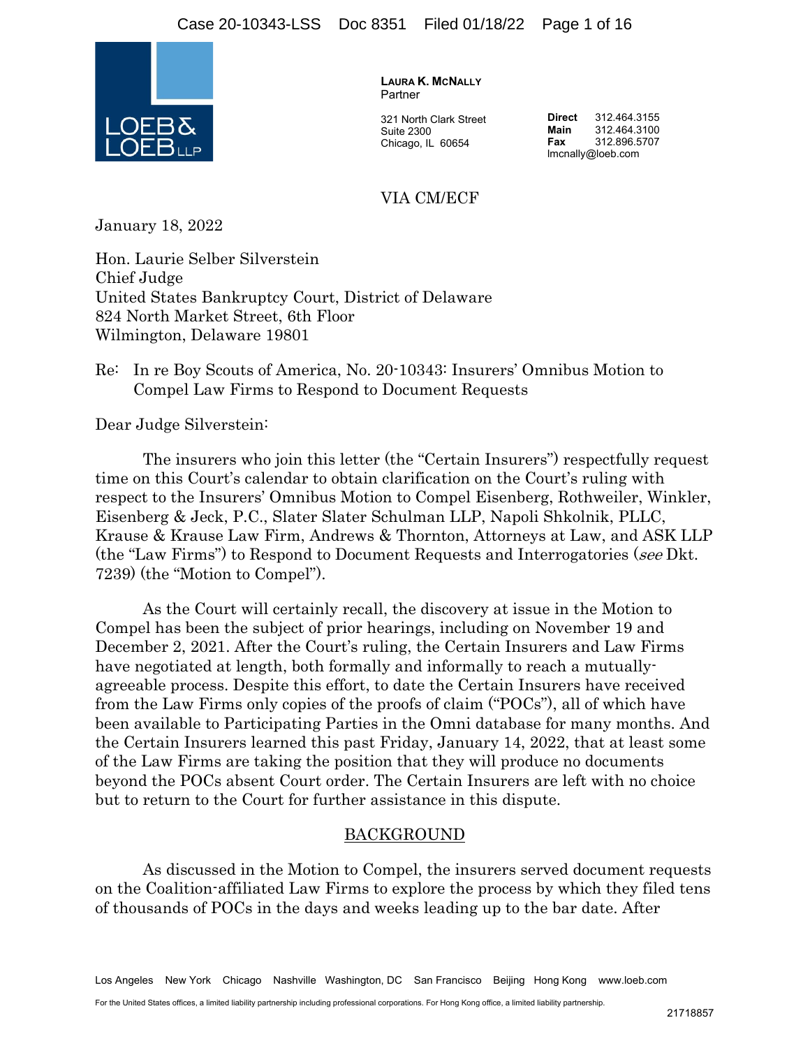**LAURA K. MCNALLY**
Partner

321 North Clark Street
Suite 2300
Chicago, IL 60654

**Direct** 312.464.3155
**Main** 312.464.3100
**Fax** 312.896.5707
lmcnally@loeb.com

VIA CM/ECF

January 18, 2022

Hon. Laurie Selber Silverstein
Chief Judge
United States Bankruptcy Court, District of Delaware
824 North Market Street, 6th Floor
Wilmington, Delaware 19801

Re: In re Boy Scouts of America, No. 20-10343: Insurers' Omnibus Motion to Compel Law Firms to Respond to Document Requests

Dear Judge Silverstein:

The insurers who join this letter (the "Certain Insurers") respectfully request time on this Court's calendar to obtain clarification on the Court's ruling with respect to the Insurers' Omnibus Motion to Compel Eisenberg, Rothweiler, Winkler, Eisenberg & Jeck, P.C., Slater Slater Schulman LLP, Napoli Shkolnik, PLLC, Krause & Krause Law Firm, Andrews & Thornton, Attorneys at Law, and ASK LLP (the "Law Firms") to Respond to Document Requests and Interrogatories (*see* Dkt. 7239) (the "Motion to Compel").

As the Court will certainly recall, the discovery at issue in the Motion to Compel has been the subject of prior hearings, including on November 19 and December 2, 2021. After the Court's ruling, the Certain Insurers and Law Firms have negotiated at length, both formally and informally to reach a mutually-agreeable process. Despite this effort, to date the Certain Insurers have received from the Law Firms only copies of the proofs of claim ("POCs"), all of which have been available to Participating Parties in the Omni database for many months. And the Certain Insurers learned this past Friday, January 14, 2022, that at least some of the Law Firms are taking the position that they will produce no documents beyond the POCs absent Court order. The Certain Insurers are left with no choice but to return to the Court for further assistance in this dispute.

## BACKGROUND

As discussed in the Motion to Compel, the insurers served document requests on the Coalition-affiliated Law Firms to explore the process by which they filed tens of thousands of POCs in the days and weeks leading up to the bar date. After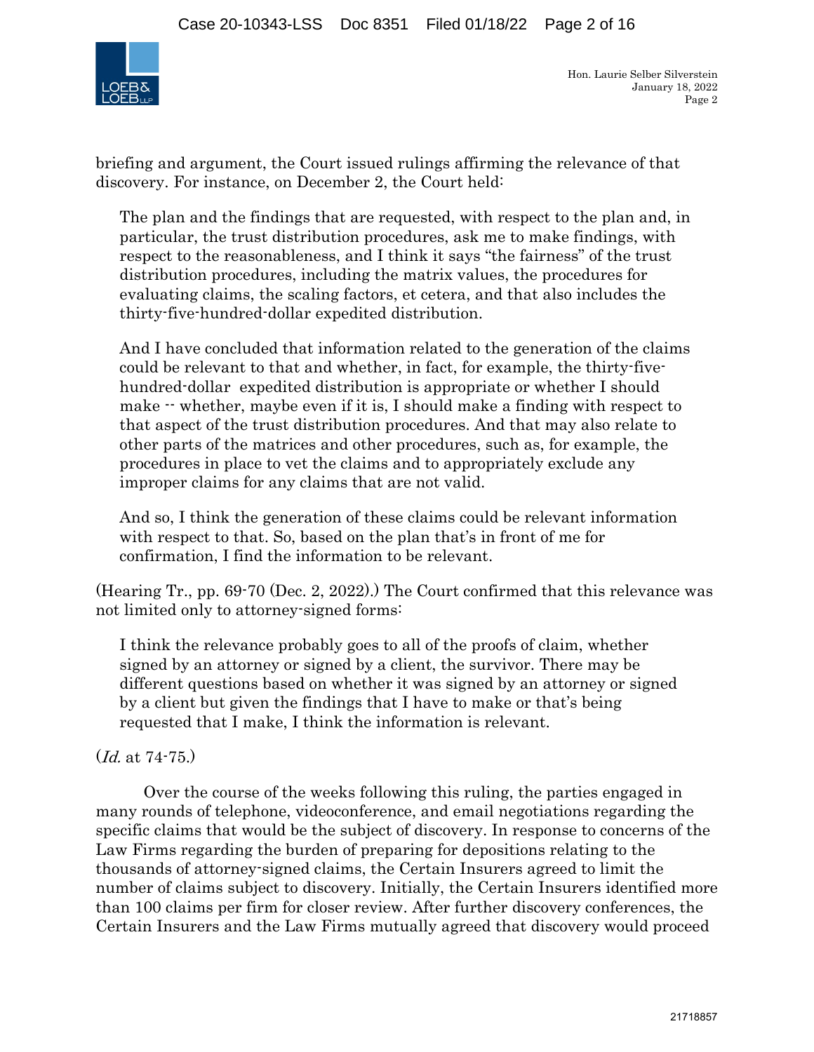briefing and argument, the Court issued rulings affirming the relevance of that discovery. For instance, on December 2, the Court held:

> The plan and the findings that are requested, with respect to the plan and, in particular, the trust distribution procedures, ask me to make findings, with respect to the reasonableness, and I think it says "the fairness" of the trust distribution procedures, including the matrix values, the procedures for evaluating claims, the scaling factors, et cetera, and that also includes the thirty-five-hundred-dollar expedited distribution.
>
> And I have concluded that information related to the generation of the claims could be relevant to that and whether, in fact, for example, the thirty-five-hundred-dollar expedited distribution is appropriate or whether I should make -- whether, maybe even if it is, I should make a finding with respect to that aspect of the trust distribution procedures. And that may also relate to other parts of the matrices and other procedures, such as, for example, the procedures in place to vet the claims and to appropriately exclude any improper claims for any claims that are not valid.
>
> And so, I think the generation of these claims could be relevant information with respect to that. So, based on the plan that's in front of me for confirmation, I find the information to be relevant.

(Hearing Tr., pp. 69-70 (Dec. 2, 2022).) The Court confirmed that this relevance was not limited only to attorney-signed forms:

> I think the relevance probably goes to all of the proofs of claim, whether signed by an attorney or signed by a client, the survivor. There may be different questions based on whether it was signed by an attorney or signed by a client but given the findings that I have to make or that's being requested that I make, I think the information is relevant.

(*Id.* at 74-75.)

Over the course of the weeks following this ruling, the parties engaged in many rounds of telephone, videoconference, and email negotiations regarding the specific claims that would be the subject of discovery. In response to concerns of the Law Firms regarding the burden of preparing for depositions relating to the thousands of attorney-signed claims, the Certain Insurers agreed to limit the number of claims subject to discovery. Initially, the Certain Insurers identified more than 100 claims per firm for closer review. After further discovery conferences, the Certain Insurers and the Law Firms mutually agreed that discovery would proceed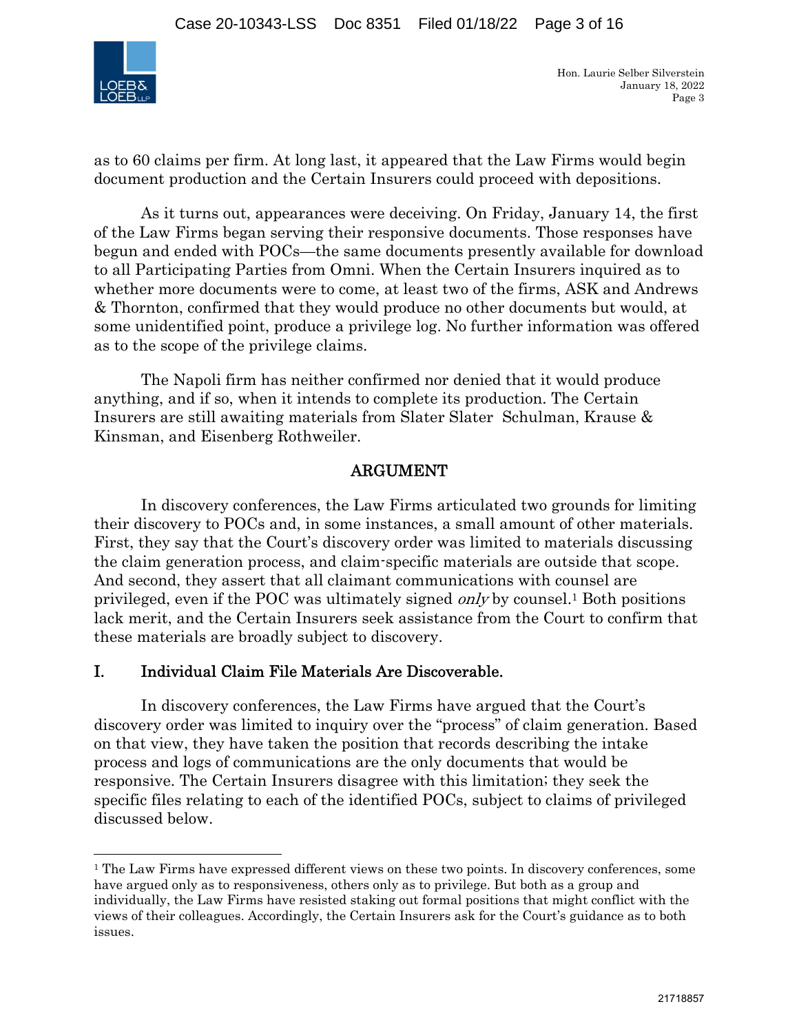as to 60 claims per firm. At long last, it appeared that the Law Firms would begin document production and the Certain Insurers could proceed with depositions.

As it turns out, appearances were deceiving. On Friday, January 14, the first of the Law Firms began serving their responsive documents. Those responses have begun and ended with POCs—the same documents presently available for download to all Participating Parties from Omni. When the Certain Insurers inquired as to whether more documents were to come, at least two of the firms, ASK and Andrews & Thornton, confirmed that they would produce no other documents but would, at some unidentified point, produce a privilege log. No further information was offered as to the scope of the privilege claims.

The Napoli firm has neither confirmed nor denied that it would produce anything, and if so, when it intends to complete its production. The Certain Insurers are still awaiting materials from Slater Slater Schulman, Krause & Kinsman, and Eisenberg Rothweiler.

## ARGUMENT

In discovery conferences, the Law Firms articulated two grounds for limiting their discovery to POCs and, in some instances, a small amount of other materials. First, they say that the Court's discovery order was limited to materials discussing the claim generation process, and claim-specific materials are outside that scope. And second, they assert that all claimant communications with counsel are privileged, even if the POC was ultimately signed *only* by counsel.[1] Both positions lack merit, and the Certain Insurers seek assistance from the Court to confirm that these materials are broadly subject to discovery.

## I. Individual Claim File Materials Are Discoverable.

In discovery conferences, the Law Firms have argued that the Court's discovery order was limited to inquiry over the "process" of claim generation. Based on that view, they have taken the position that records describing the intake process and logs of communications are the only documents that would be responsive. The Certain Insurers disagree with this limitation; they seek the specific files relating to each of the identified POCs, subject to claims of privileged discussed below.

---

[1] The Law Firms have expressed different views on these two points. In discovery conferences, some have argued only as to responsiveness, others only as to privilege. But both as a group and individually, the Law Firms have resisted staking out formal positions that might conflict with the views of their colleagues. Accordingly, the Certain Insurers ask for the Court's guidance as to both issues.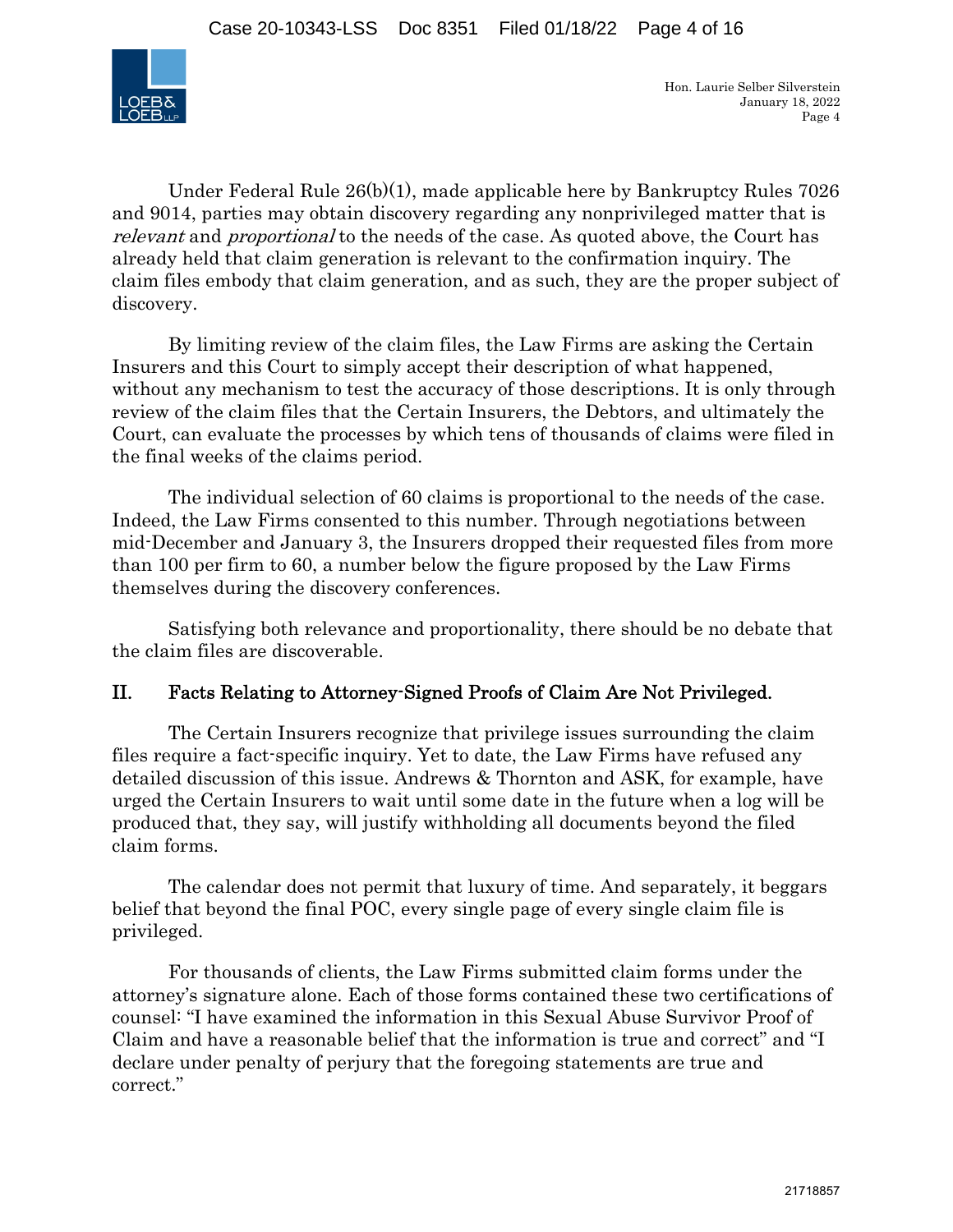Under Federal Rule 26(b)(1), made applicable here by Bankruptcy Rules 7026 and 9014, parties may obtain discovery regarding any nonprivileged matter that is *relevant* and *proportional* to the needs of the case. As quoted above, the Court has already held that claim generation is relevant to the confirmation inquiry. The claim files embody that claim generation, and as such, they are the proper subject of discovery.

By limiting review of the claim files, the Law Firms are asking the Certain Insurers and this Court to simply accept their description of what happened, without any mechanism to test the accuracy of those descriptions. It is only through review of the claim files that the Certain Insurers, the Debtors, and ultimately the Court, can evaluate the processes by which tens of thousands of claims were filed in the final weeks of the claims period.

The individual selection of 60 claims is proportional to the needs of the case. Indeed, the Law Firms consented to this number. Through negotiations between mid-December and January 3, the Insurers dropped their requested files from more than 100 per firm to 60, a number below the figure proposed by the Law Firms themselves during the discovery conferences.

Satisfying both relevance and proportionality, there should be no debate that the claim files are discoverable.

## II. Facts Relating to Attorney-Signed Proofs of Claim Are Not Privileged.

The Certain Insurers recognize that privilege issues surrounding the claim files require a fact-specific inquiry. Yet to date, the Law Firms have refused any detailed discussion of this issue. Andrews & Thornton and ASK, for example, have urged the Certain Insurers to wait until some date in the future when a log will be produced that, they say, will justify withholding all documents beyond the filed claim forms.

The calendar does not permit that luxury of time. And separately, it beggars belief that beyond the final POC, every single page of every single claim file is privileged.

For thousands of clients, the Law Firms submitted claim forms under the attorney's signature alone. Each of those forms contained these two certifications of counsel: "I have examined the information in this Sexual Abuse Survivor Proof of Claim and have a reasonable belief that the information is true and correct" and "I declare under penalty of perjury that the foregoing statements are true and correct."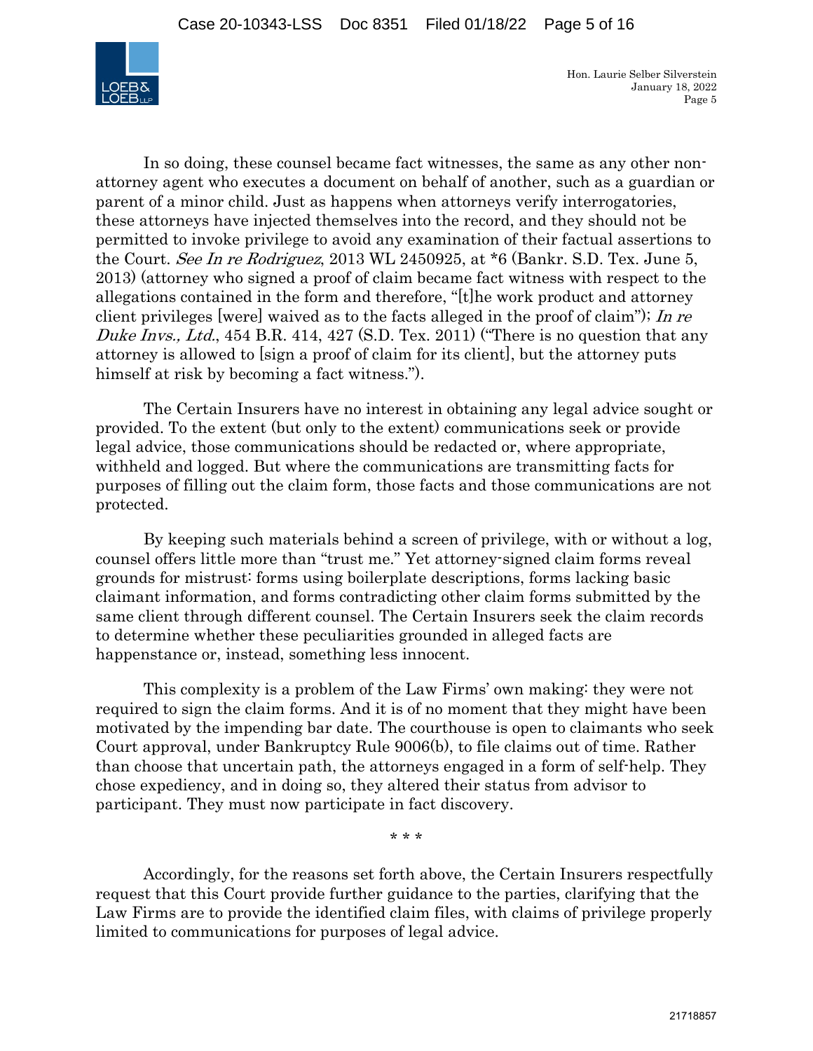In so doing, these counsel became fact witnesses, the same as any other non-attorney agent who executes a document on behalf of another, such as a guardian or parent of a minor child. Just as happens when attorneys verify interrogatories, these attorneys have injected themselves into the record, and they should not be permitted to invoke privilege to avoid any examination of their factual assertions to the Court. *See In re Rodriguez*, 2013 WL 2450925, at *6 (Bankr. S.D. Tex. June 5, 2013) (attorney who signed a proof of claim became fact witness with respect to the allegations contained in the form and therefore, "[t]he work product and attorney client privileges [were] waived as to the facts alleged in the proof of claim"); *In re Duke Invs., Ltd.*, 454 B.R. 414, 427 (S.D. Tex. 2011) ("There is no question that any attorney is allowed to [sign a proof of claim for its client], but the attorney puts himself at risk by becoming a fact witness.").

The Certain Insurers have no interest in obtaining any legal advice sought or provided. To the extent (but only to the extent) communications seek or provide legal advice, those communications should be redacted or, where appropriate, withheld and logged. But where the communications are transmitting facts for purposes of filling out the claim form, those facts and those communications are not protected.

By keeping such materials behind a screen of privilege, with or without a log, counsel offers little more than "trust me." Yet attorney-signed claim forms reveal grounds for mistrust: forms using boilerplate descriptions, forms lacking basic claimant information, and forms contradicting other claim forms submitted by the same client through different counsel. The Certain Insurers seek the claim records to determine whether these peculiarities grounded in alleged facts are happenstance or, instead, something less innocent.

This complexity is a problem of the Law Firms' own making: they were not required to sign the claim forms. And it is of no moment that they might have been motivated by the impending bar date. The courthouse is open to claimants who seek Court approval, under Bankruptcy Rule 9006(b), to file claims out of time. Rather than choose that uncertain path, the attorneys engaged in a form of self-help. They chose expediency, and in doing so, they altered their status from advisor to participant. They must now participate in fact discovery.

\* \* \*

Accordingly, for the reasons set forth above, the Certain Insurers respectfully request that this Court provide further guidance to the parties, clarifying that the Law Firms are to provide the identified claim files, with claims of privilege properly limited to communications for purposes of legal advice.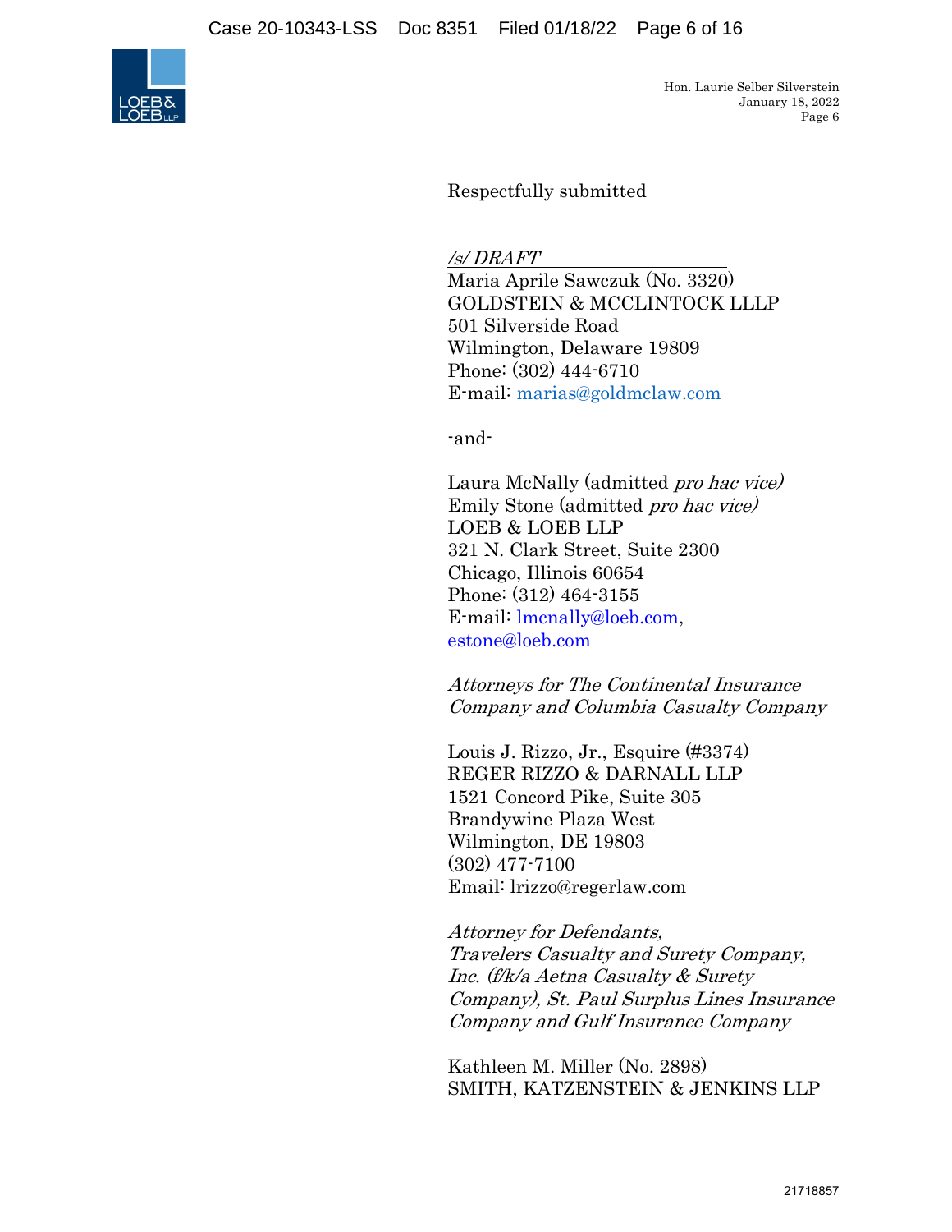Respectfully submitted

*/s/ DRAFT*
Maria Aprile Sawczuk (No. 3320)
GOLDSTEIN & MCCLINTOCK LLLP
501 Silverside Road
Wilmington, Delaware 19809
Phone: (302) 444-6710
E-mail: marias@goldmclaw.com

-and-

Laura McNally (admitted *pro hac vice)*
Emily Stone (admitted *pro hac vice)*
LOEB & LOEB LLP
321 N. Clark Street, Suite 2300
Chicago, Illinois 60654
Phone: (312) 464-3155
E-mail: lmcnally@loeb.com, estone@loeb.com

*Attorneys for The Continental Insurance Company and Columbia Casualty Company*

Louis J. Rizzo, Jr., Esquire (#3374)
REGER RIZZO & DARNALL LLP
1521 Concord Pike, Suite 305
Brandywine Plaza West
Wilmington, DE 19803
(302) 477-7100
Email: lrizzo@regerlaw.com

*Attorney for Defendants, Travelers Casualty and Surety Company, Inc. (f/k/a Aetna Casualty & Surety Company), St. Paul Surplus Lines Insurance Company and Gulf Insurance Company*

Kathleen M. Miller (No. 2898)
SMITH, KATZENSTEIN & JENKINS LLP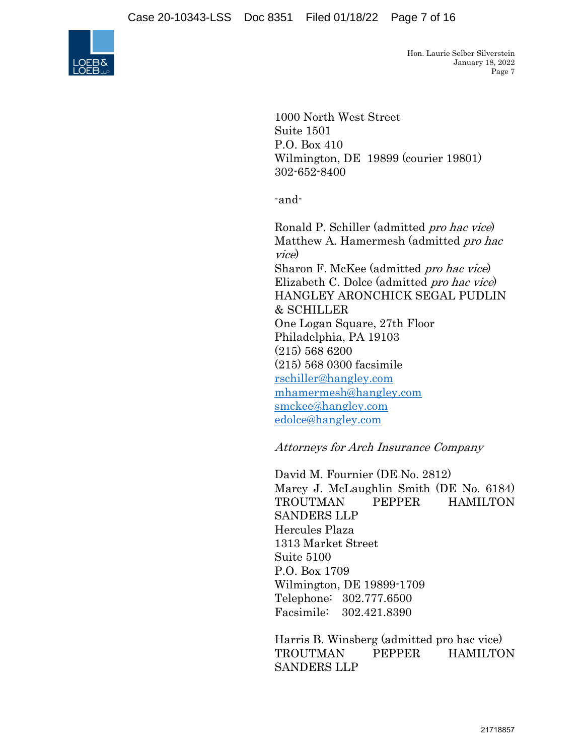1000 North West Street
Suite 1501
P.O. Box 410
Wilmington, DE 19899 (courier 19801)
302-652-8400

-and-

Ronald P. Schiller (admitted *pro hac vice*)
Matthew A. Hamermesh (admitted *pro hac vice*)
Sharon F. McKee (admitted *pro hac vice*)
Elizabeth C. Dolce (admitted *pro hac vice*)
HANGLEY ARONCHICK SEGAL PUDLIN & SCHILLER
One Logan Square, 27th Floor
Philadelphia, PA 19103
(215) 568 6200
(215) 568 0300 facsimile
rschiller@hangley.com
mhamermesh@hangley.com
smckee@hangley.com
edolce@hangley.com

*Attorneys for Arch Insurance Company*

David M. Fournier (DE No. 2812)
Marcy J. McLaughlin Smith (DE No. 6184)
TROUTMAN PEPPER HAMILTON SANDERS LLP
Hercules Plaza
1313 Market Street
Suite 5100
P.O. Box 1709
Wilmington, DE 19899-1709
Telephone: 302.777.6500
Facsimile: 302.421.8390

Harris B. Winsberg (admitted pro hac vice)
TROUTMAN PEPPER HAMILTON SANDERS LLP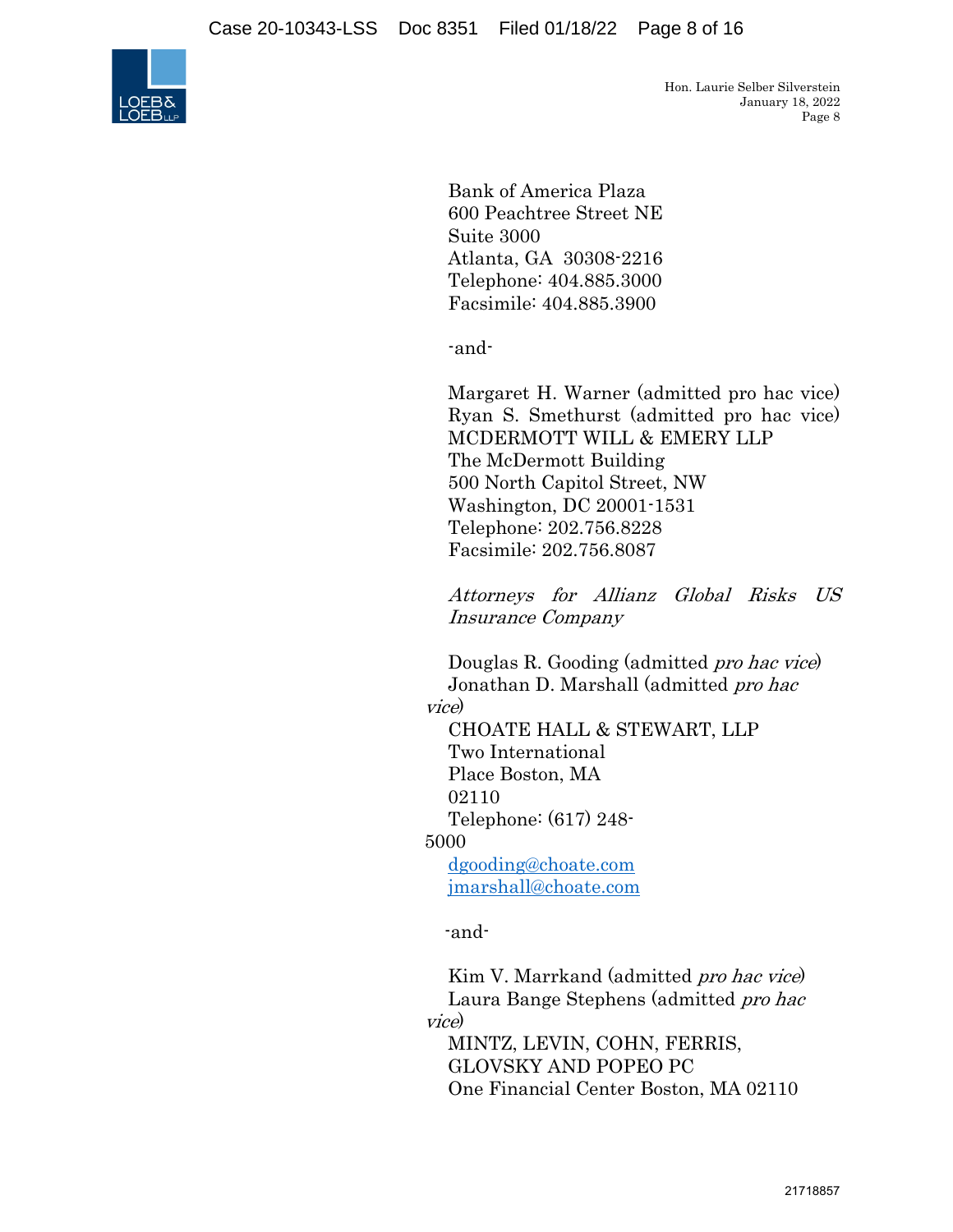Bank of America Plaza
600 Peachtree Street NE
Suite 3000
Atlanta, GA 30308-2216
Telephone: 404.885.3000
Facsimile: 404.885.3900

-and-

Margaret H. Warner (admitted pro hac vice)
Ryan S. Smethurst (admitted pro hac vice)
MCDERMOTT WILL & EMERY LLP
The McDermott Building
500 North Capitol Street, NW
Washington, DC 20001-1531
Telephone: 202.756.8228
Facsimile: 202.756.8087

*Attorneys for Allianz Global Risks US Insurance Company*

Douglas R. Gooding (admitted *pro hac vice*)
Jonathan D. Marshall (admitted *pro hac vice*)
CHOATE HALL & STEWART, LLP
Two International Place Boston, MA 02110
Telephone: (617) 248-5000
dgooding@choate.com
jmarshall@choate.com

-and-

Kim V. Marrkand (admitted *pro hac vice*)
Laura Bange Stephens (admitted *pro hac vice*)
MINTZ, LEVIN, COHN, FERRIS, GLOVSKY AND POPEO PC
One Financial Center Boston, MA 02110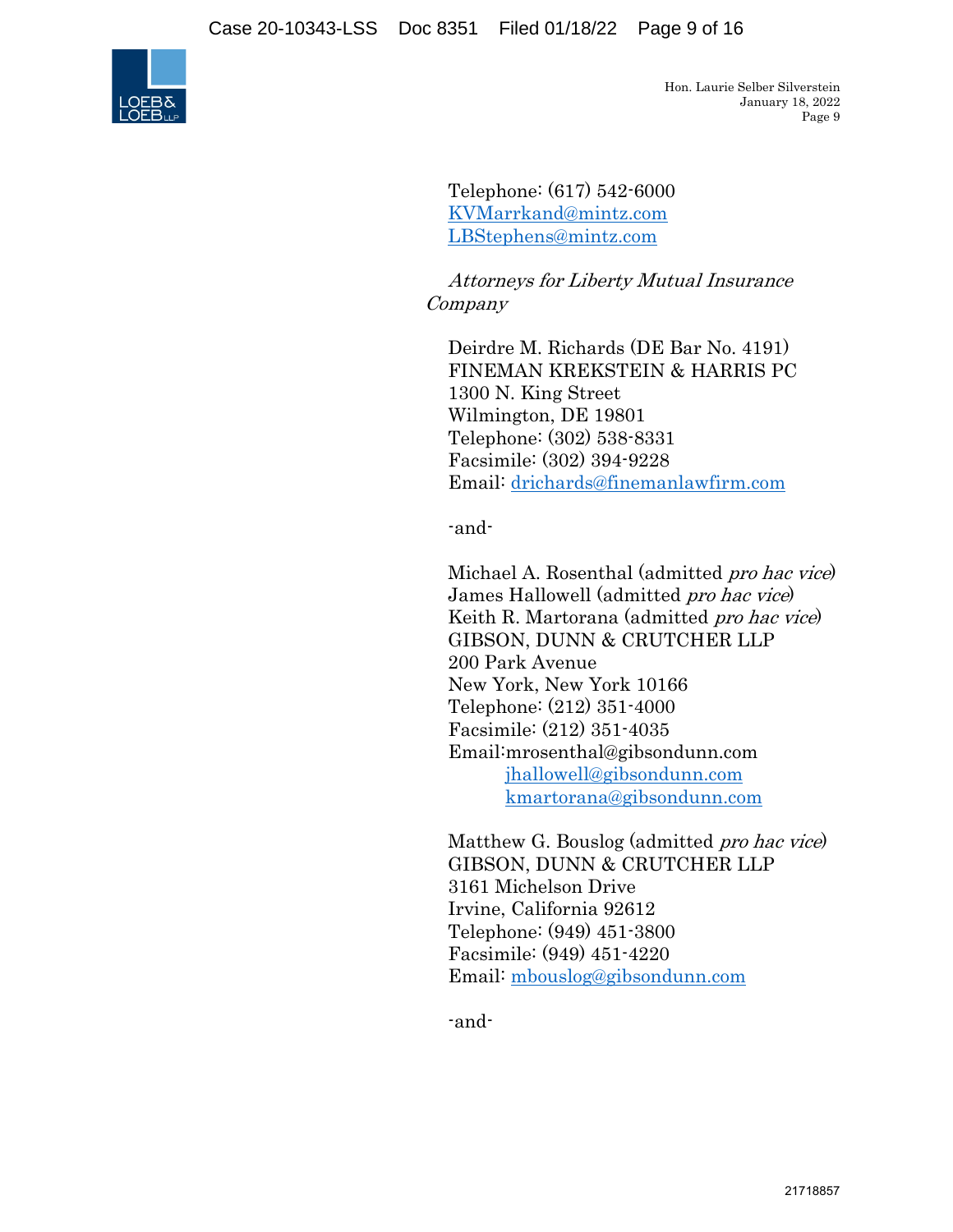Telephone: (617) 542-6000
KVMarrkand@mintz.com
LBStephens@mintz.com

*Attorneys for Liberty Mutual Insurance Company*

Deirdre M. Richards (DE Bar No. 4191)
FINEMAN KREKSTEIN & HARRIS PC
1300 N. King Street
Wilmington, DE 19801
Telephone: (302) 538-8331
Facsimile: (302) 394-9228
Email: drichards@finemanlawfirm.com

-and-

Michael A. Rosenthal (admitted *pro hac vice*)
James Hallowell (admitted *pro hac vice*)
Keith R. Martorana (admitted *pro hac vice*)
GIBSON, DUNN & CRUTCHER LLP
200 Park Avenue
New York, New York 10166
Telephone: (212) 351-4000
Facsimile: (212) 351-4035
Email:mrosenthal@gibsondunn.com
jhallowell@gibsondunn.com
kmartorana@gibsondunn.com

Matthew G. Bouslog (admitted *pro hac vice*)
GIBSON, DUNN & CRUTCHER LLP
3161 Michelson Drive
Irvine, California 92612
Telephone: (949) 451-3800
Facsimile: (949) 451-4220
Email: mbouslog@gibsondunn.com

-and-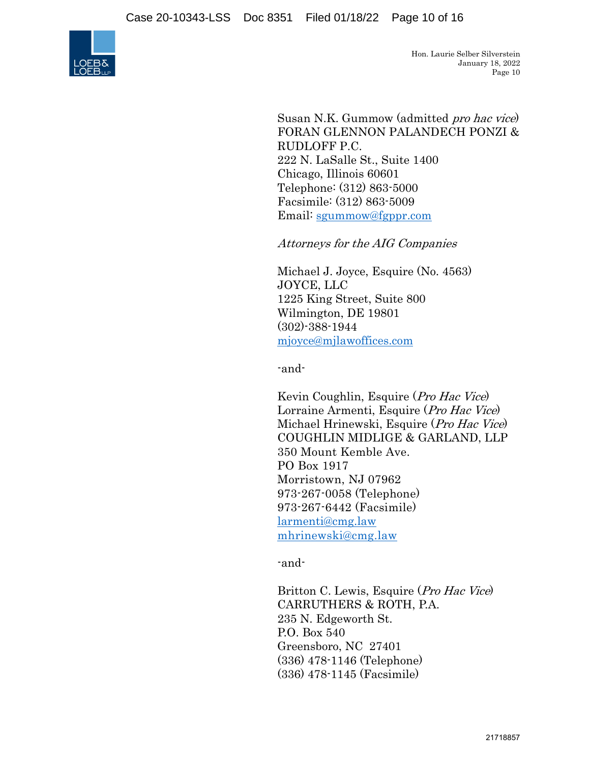Susan N.K. Gummow (admitted *pro hac vice*)
FORAN GLENNON PALANDECH PONZI & RUDLOFF P.C.
222 N. LaSalle St., Suite 1400
Chicago, Illinois 60601
Telephone: (312) 863-5000
Facsimile: (312) 863-5009
Email: sgummow@fgppr.com

*Attorneys for the AIG Companies*

Michael J. Joyce, Esquire (No. 4563)
JOYCE, LLC
1225 King Street, Suite 800
Wilmington, DE 19801
(302)-388-1944
mjoyce@mjlawoffices.com

-and-

Kevin Coughlin, Esquire (*Pro Hac Vice*)
Lorraine Armenti, Esquire (*Pro Hac Vice*)
Michael Hrinewski, Esquire (*Pro Hac Vice*)
COUGHLIN MIDLIGE & GARLAND, LLP
350 Mount Kemble Ave.
PO Box 1917
Morristown, NJ 07962
973-267-0058 (Telephone)
973-267-6442 (Facsimile)
larmenti@cmg.law
mhrinewski@cmg.law

-and-

Britton C. Lewis, Esquire (*Pro Hac Vice*)
CARRUTHERS & ROTH, P.A.
235 N. Edgeworth St.
P.O. Box 540
Greensboro, NC 27401
(336) 478-1146 (Telephone)
(336) 478-1145 (Facsimile)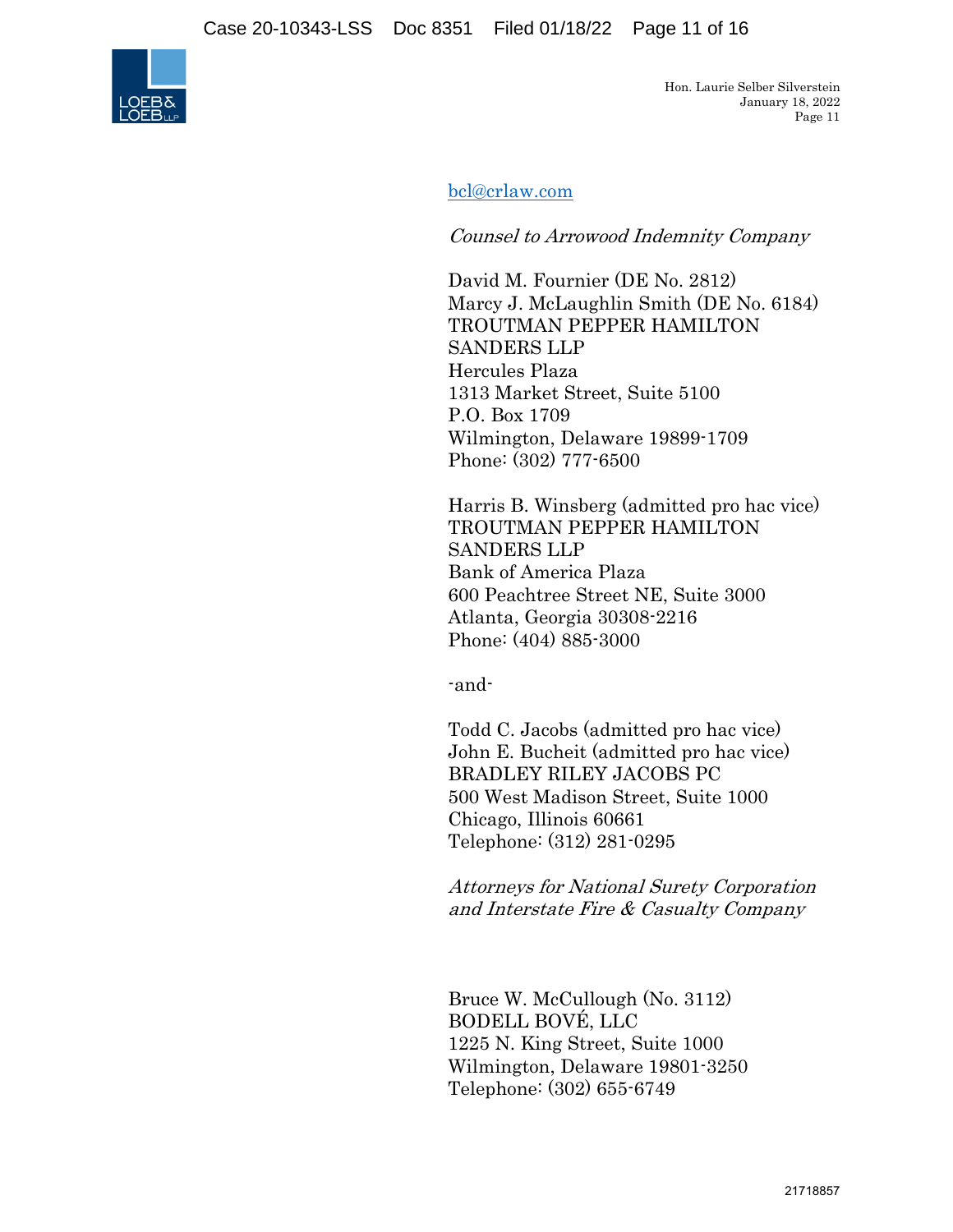bcl@crlaw.com

*Counsel to Arrowood Indemnity Company*

David M. Fournier (DE No. 2812)
Marcy J. McLaughlin Smith (DE No. 6184)
TROUTMAN PEPPER HAMILTON SANDERS LLP
Hercules Plaza
1313 Market Street, Suite 5100
P.O. Box 1709
Wilmington, Delaware 19899-1709
Phone: (302) 777-6500

Harris B. Winsberg (admitted pro hac vice)
TROUTMAN PEPPER HAMILTON SANDERS LLP
Bank of America Plaza
600 Peachtree Street NE, Suite 3000
Atlanta, Georgia 30308-2216
Phone: (404) 885-3000

-and-

Todd C. Jacobs (admitted pro hac vice)
John E. Bucheit (admitted pro hac vice)
BRADLEY RILEY JACOBS PC
500 West Madison Street, Suite 1000
Chicago, Illinois 60661
Telephone: (312) 281-0295

*Attorneys for National Surety Corporation and Interstate Fire & Casualty Company*

Bruce W. McCullough (No. 3112)
BODELL BOVÉ, LLC
1225 N. King Street, Suite 1000
Wilmington, Delaware 19801-3250
Telephone: (302) 655-6749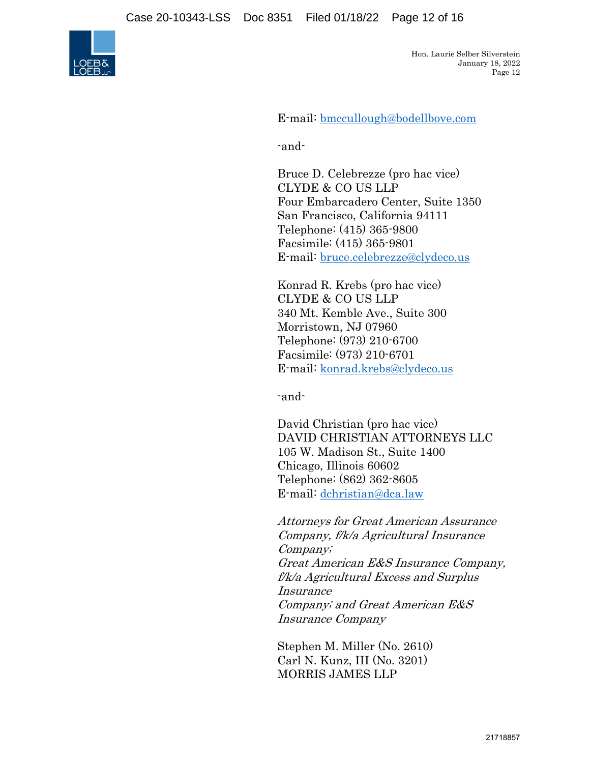E-mail: bmccullough@bodellbove.com

-and-

Bruce D. Celebrezze (pro hac vice)
CLYDE & CO US LLP
Four Embarcadero Center, Suite 1350
San Francisco, California 94111
Telephone: (415) 365-9800
Facsimile: (415) 365-9801
E-mail: bruce.celebrezze@clydeco.us

Konrad R. Krebs (pro hac vice)
CLYDE & CO US LLP
340 Mt. Kemble Ave., Suite 300
Morristown, NJ 07960
Telephone: (973) 210-6700
Facsimile: (973) 210-6701
E-mail: konrad.krebs@clydeco.us

-and-

David Christian (pro hac vice)
DAVID CHRISTIAN ATTORNEYS LLC
105 W. Madison St., Suite 1400
Chicago, Illinois 60602
Telephone: (862) 362-8605
E-mail: dchristian@dca.law

*Attorneys for Great American Assurance Company, f/k/a Agricultural Insurance Company;*
*Great American E&S Insurance Company, f/k/a Agricultural Excess and Surplus Insurance Company; and Great American E&S Insurance Company*

Stephen M. Miller (No. 2610)
Carl N. Kunz, III (No. 3201)
MORRIS JAMES LLP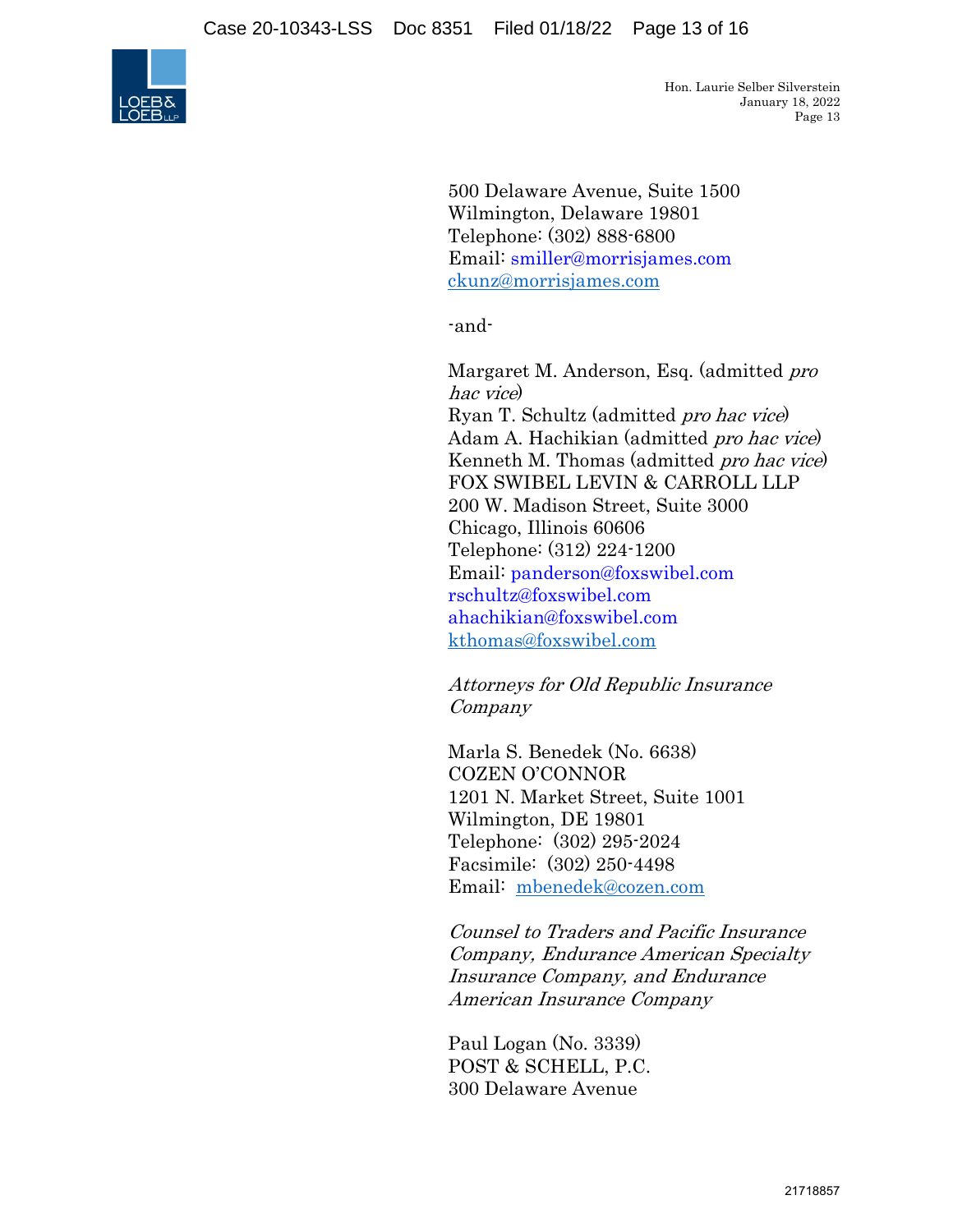500 Delaware Avenue, Suite 1500
Wilmington, Delaware 19801
Telephone: (302) 888-6800
Email: smiller@morrisjames.com
ckunz@morrisjames.com

-and-

Margaret M. Anderson, Esq. (admitted *pro hac vice*)
Ryan T. Schultz (admitted *pro hac vice*)
Adam A. Hachikian (admitted *pro hac vice*)
Kenneth M. Thomas (admitted *pro hac vice*)
FOX SWIBEL LEVIN & CARROLL LLP
200 W. Madison Street, Suite 3000
Chicago, Illinois 60606
Telephone: (312) 224-1200
Email: panderson@foxswibel.com
rschultz@foxswibel.com
ahachikian@foxswibel.com
kthomas@foxswibel.com

*Attorneys for Old Republic Insurance Company*

Marla S. Benedek (No. 6638)
COZEN O'CONNOR
1201 N. Market Street, Suite 1001
Wilmington, DE 19801
Telephone: (302) 295-2024
Facsimile: (302) 250-4498
Email: mbenedek@cozen.com

*Counsel to Traders and Pacific Insurance Company, Endurance American Specialty Insurance Company, and Endurance American Insurance Company*

Paul Logan (No. 3339)
POST & SCHELL, P.C.
300 Delaware Avenue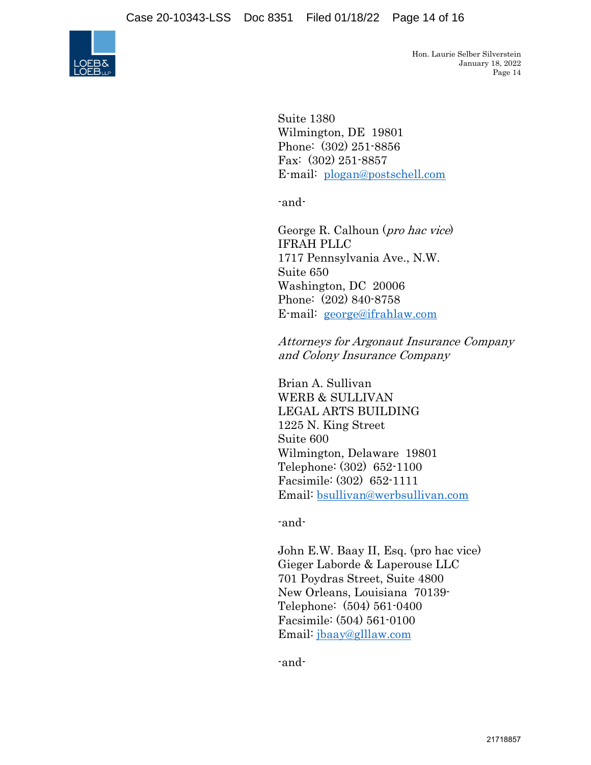Suite 1380
Wilmington, DE 19801
Phone: (302) 251-8856
Fax: (302) 251-8857
E-mail: plogan@postschell.com

-and-

George R. Calhoun (*pro hac vice*)
IFRAH PLLC
1717 Pennsylvania Ave., N.W.
Suite 650
Washington, DC 20006
Phone: (202) 840-8758
E-mail: george@ifrahlaw.com

*Attorneys for Argonaut Insurance Company and Colony Insurance Company*

Brian A. Sullivan
WERB & SULLIVAN
LEGAL ARTS BUILDING
1225 N. King Street
Suite 600
Wilmington, Delaware 19801
Telephone: (302) 652-1100
Facsimile: (302) 652-1111
Email: bsullivan@werbsullivan.com

-and-

John E.W. Baay II, Esq. (pro hac vice)
Gieger Laborde & Laperouse LLC
701 Poydras Street, Suite 4800
New Orleans, Louisiana 70139-
Telephone: (504) 561-0400
Facsimile: (504) 561-0100
Email: jbaay@glllaw.com

-and-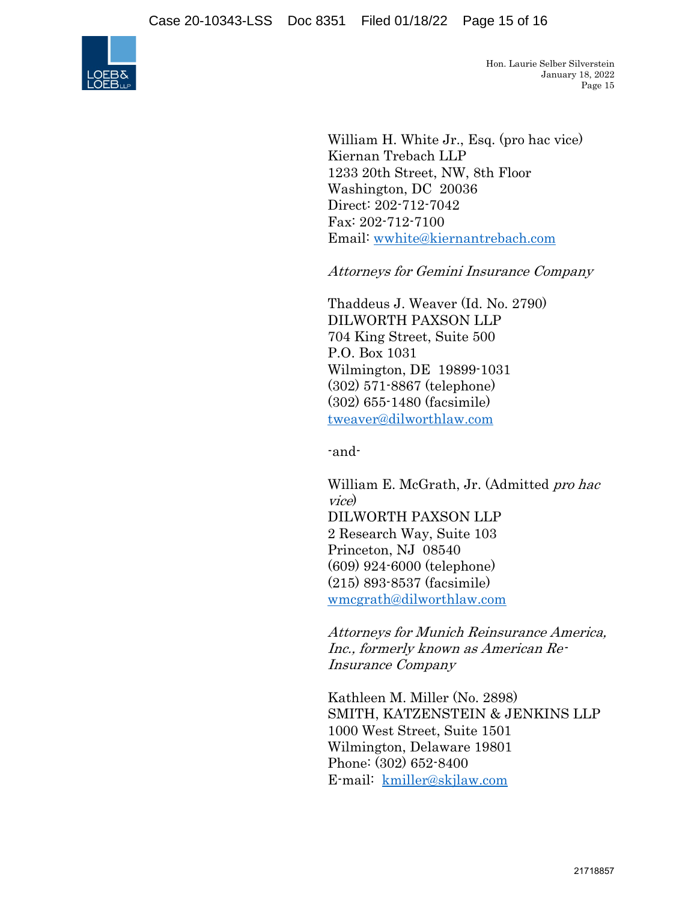William H. White Jr., Esq. (pro hac vice)
Kiernan Trebach LLP
1233 20th Street, NW, 8th Floor
Washington, DC 20036
Direct: 202-712-7042
Fax: 202-712-7100
Email: wwhite@kiernantrebach.com

*Attorneys for Gemini Insurance Company*

Thaddeus J. Weaver (Id. No. 2790)
DILWORTH PAXSON LLP
704 King Street, Suite 500
P.O. Box 1031
Wilmington, DE 19899-1031
(302) 571-8867 (telephone)
(302) 655-1480 (facsimile)
tweaver@dilworthlaw.com

-and-

William E. McGrath, Jr. (Admitted *pro hac vice*)
DILWORTH PAXSON LLP
2 Research Way, Suite 103
Princeton, NJ 08540
(609) 924-6000 (telephone)
(215) 893-8537 (facsimile)
wmcgrath@dilworthlaw.com

*Attorneys for Munich Reinsurance America, Inc., formerly known as American Re-Insurance Company*

Kathleen M. Miller (No. 2898)
SMITH, KATZENSTEIN & JENKINS LLP
1000 West Street, Suite 1501
Wilmington, Delaware 19801
Phone: (302) 652-8400
E-mail: kmiller@skjlaw.com

21718857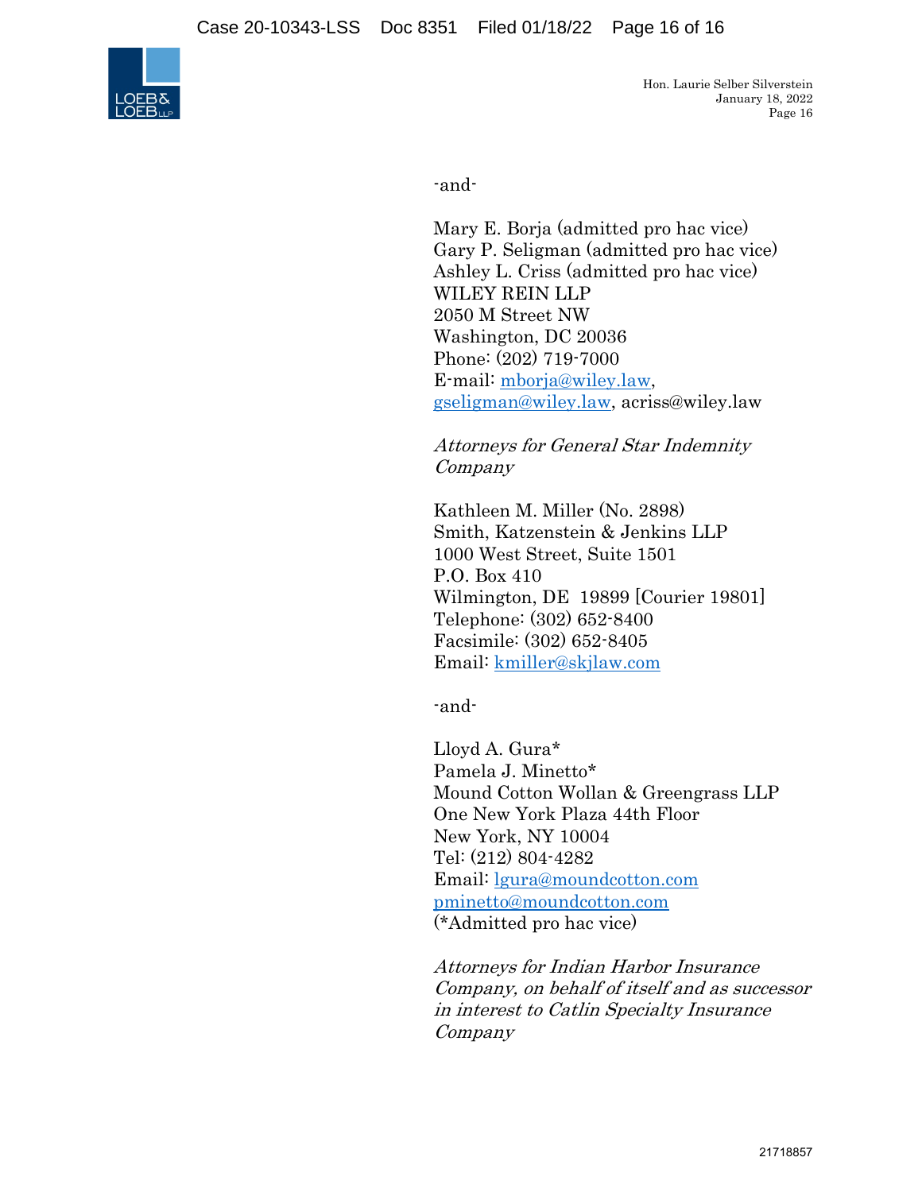-and-

Mary E. Borja (admitted pro hac vice)
Gary P. Seligman (admitted pro hac vice)
Ashley L. Criss (admitted pro hac vice)
WILEY REIN LLP
2050 M Street NW
Washington, DC 20036
Phone: (202) 719-7000
E-mail: mborja@wiley.law,
gseligman@wiley.law, acriss@wiley.law

*Attorneys for General Star Indemnity Company*

Kathleen M. Miller (No. 2898)
Smith, Katzenstein & Jenkins LLP
1000 West Street, Suite 1501
P.O. Box 410
Wilmington, DE 19899 [Courier 19801]
Telephone: (302) 652-8400
Facsimile: (302) 652-8405
Email: kmiller@skjlaw.com

-and-

Lloyd A. Gura*
Pamela J. Minetto*
Mound Cotton Wollan & Greengrass LLP
One New York Plaza 44th Floor
New York, NY 10004
Tel: (212) 804-4282
Email: lgura@moundcotton.com
pminetto@moundcotton.com
(*Admitted pro hac vice)

*Attorneys for Indian Harbor Insurance Company, on behalf of itself and as successor in interest to Catlin Specialty Insurance Company*

21718857